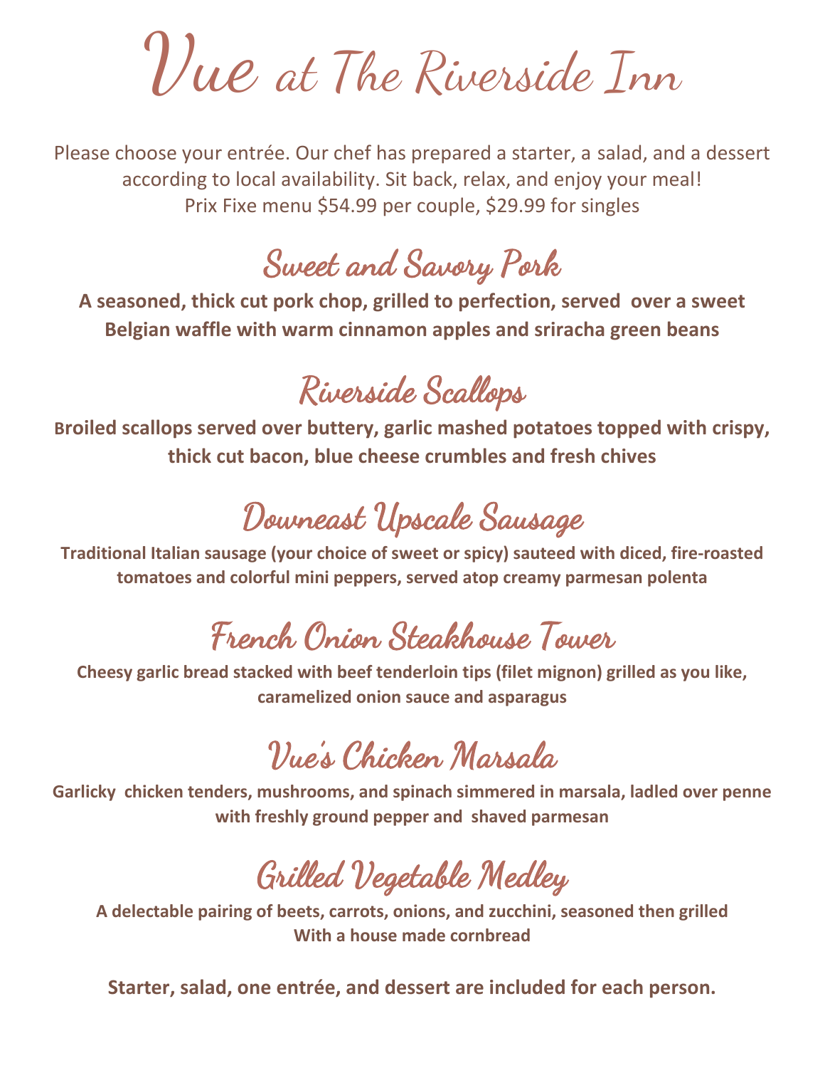# Vue at The Riverside Inn

Please choose your entrée. Our chef has prepared a starter, a salad, and a dessert according to local availability. Sit back, relax, and enjoy your meal!
Prix Fixe menu $54.99 per couple, $29.99 for singles

## Sweet and Savory Pork

**A seasoned, thick cut pork chop, grilled to perfection, served over a sweet Belgian waffle with warm cinnamon apples and sriracha green beans**

## Riverside Scallops

**Broiled scallops served over buttery, garlic mashed potatoes topped with crispy, thick cut bacon, blue cheese crumbles and fresh chives**

## Downeast Upscale Sausage

**Traditional Italian sausage (your choice of sweet or spicy) sauteed with diced, fire-roasted tomatoes and colorful mini peppers, served atop creamy parmesan polenta**

## French Onion Steakhouse Tower

**Cheesy garlic bread stacked with beef tenderloin tips (filet mignon) grilled as you like, caramelized onion sauce and asparagus**

## Vue's Chicken Marsala

**Garlicky chicken tenders, mushrooms, and spinach simmered in marsala, ladled over penne with freshly ground pepper and shaved parmesan**

## Grilled Vegetable Medley

**A delectable pairing of beets, carrots, onions, and zucchini, seasoned then grilled With a house made cornbread**

**Starter, salad, one entrée, and dessert are included for each person.**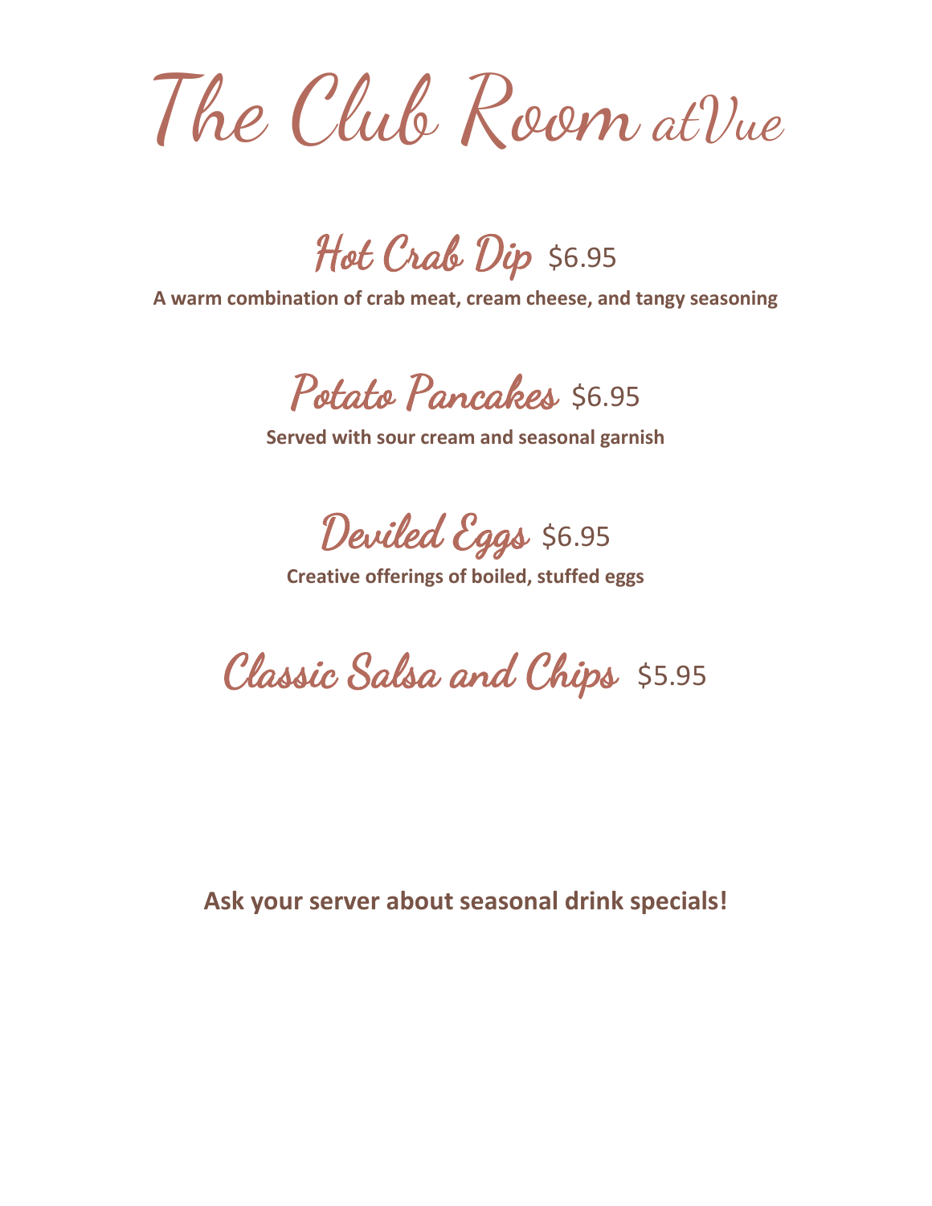# The Club Room at Vue

## Hot Crab Dip $6.95

**A warm combination of crab meat, cream cheese, and tangy seasoning**

## Potato Pancakes $6.95

**Served with sour cream and seasonal garnish**

## Deviled Eggs $6.95

**Creative offerings of boiled, stuffed eggs**

## Classic Salsa and Chips $5.95

**Ask your server about seasonal drink specials!**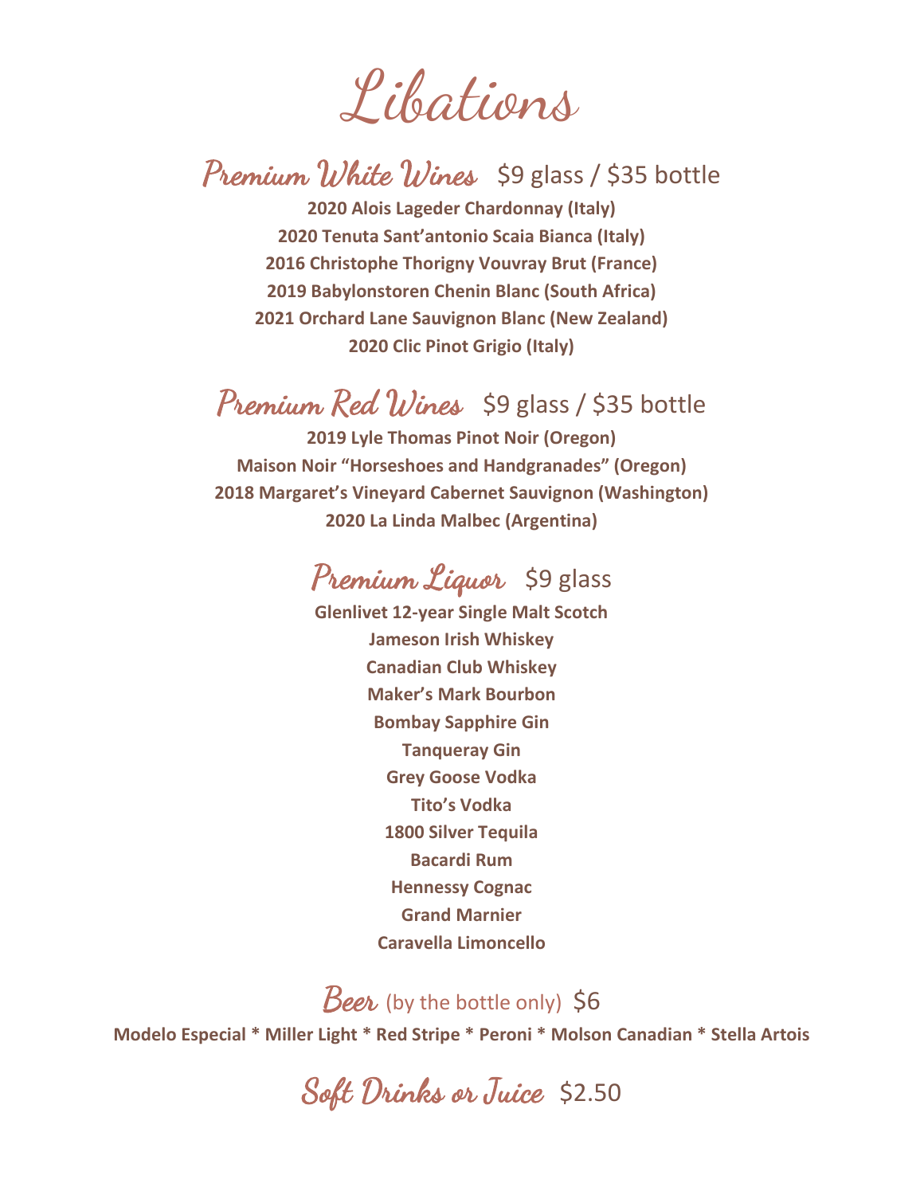# Libations

## Premium White Wines $9 glass / $35 bottle

**2020 Alois Lageder Chardonnay (Italy)**
**2020 Tenuta Sant'antonio Scaia Bianca (Italy)**
**2016 Christophe Thorigny Vouvray Brut (France)**
**2019 Babylonstoren Chenin Blanc (South Africa)**
**2021 Orchard Lane Sauvignon Blanc (New Zealand)**
**2020 Clic Pinot Grigio (Italy)**

## Premium Red Wines $9 glass / $35 bottle

**2019 Lyle Thomas Pinot Noir (Oregon)**
**Maison Noir "Horseshoes and Handgranades" (Oregon)**
**2018 Margaret's Vineyard Cabernet Sauvignon (Washington)**
**2020 La Linda Malbec (Argentina)**

## Premium Liquor $9 glass

**Glenlivet 12-year Single Malt Scotch**
**Jameson Irish Whiskey**
**Canadian Club Whiskey**
**Maker's Mark Bourbon**
**Bombay Sapphire Gin**
**Tanqueray Gin**
**Grey Goose Vodka**
**Tito's Vodka**
**1800 Silver Tequila**
**Bacardi Rum**
**Hennessy Cognac**
**Grand Marnier**
**Caravella Limoncello**

## Beer (by the bottle only) $6

**Modelo Especial * Miller Light * Red Stripe * Peroni * Molson Canadian * Stella Artois**

## Soft Drinks or Juice $2.50